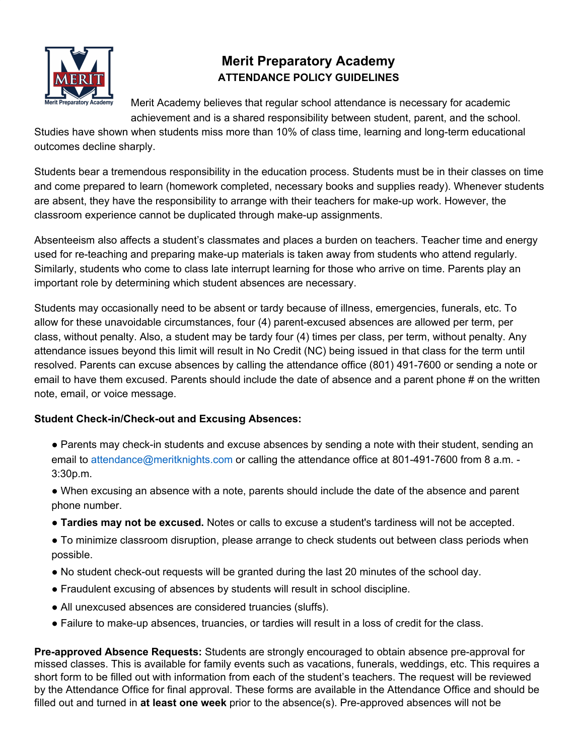# Merit Preparatory Academy

## ATTENDANCE POLICY GUIDELINES

Merit Academy believes that regular school attendance is necessary for academic achievement and is a shared responsibility between student, parent, and the school. Studies have shown when students miss more than 10% of class time, learning and long-term educational outcomes decline sharply.

Students bear a tremendous responsibility in the education process. Students must be in their classes on time and come prepared to learn (homework completed, necessary books and supplies ready). Whenever students are absent, they have the responsibility to arrange with their teachers for make-up work. However, the classroom experience cannot be duplicated through make-up assignments.

Absenteeism also affects a student's classmates and places a burden on teachers. Teacher time and energy used for re-teaching and preparing make-up materials is taken away from students who attend regularly. Similarly, students who come to class late interrupt learning for those who arrive on time. Parents play an important role by determining which student absences are necessary.

Students may occasionally need to be absent or tardy because of illness, emergencies, funerals, etc. To allow for these unavoidable circumstances, four (4) parent-excused absences are allowed per term, per class, without penalty. Also, a student may be tardy four (4) times per class, per term, without penalty. Any attendance issues beyond this limit will result in No Credit (NC) being issued in that class for the term until resolved. Parents can excuse absences by calling the attendance office (801) 491-7600 or sending a note or email to have them excused. Parents should include the date of absence and a parent phone # on the written note, email, or voice message.

**Student Check-in/Check-out and Excusing Absences:**

- Parents may check-in students and excuse absences by sending a note with their student, sending an email to attendance@meritknights.com or calling the attendance office at 801-491-7600 from 8 a.m. - 3:30p.m.
- When excusing an absence with a note, parents should include the date of the absence and parent phone number.
- **Tardies may not be excused.** Notes or calls to excuse a student's tardiness will not be accepted.
- To minimize classroom disruption, please arrange to check students out between class periods when possible.
- No student check-out requests will be granted during the last 20 minutes of the school day.
- Fraudulent excusing of absences by students will result in school discipline.
- All unexcused absences are considered truancies (sluffs).
- Failure to make-up absences, truancies, or tardies will result in a loss of credit for the class.

**Pre-approved Absence Requests:** Students are strongly encouraged to obtain absence pre-approval for missed classes. This is available for family events such as vacations, funerals, weddings, etc. This requires a short form to be filled out with information from each of the student's teachers. The request will be reviewed by the Attendance Office for final approval. These forms are available in the Attendance Office and should be filled out and turned in **at least one week** prior to the absence(s). Pre-approved absences will not be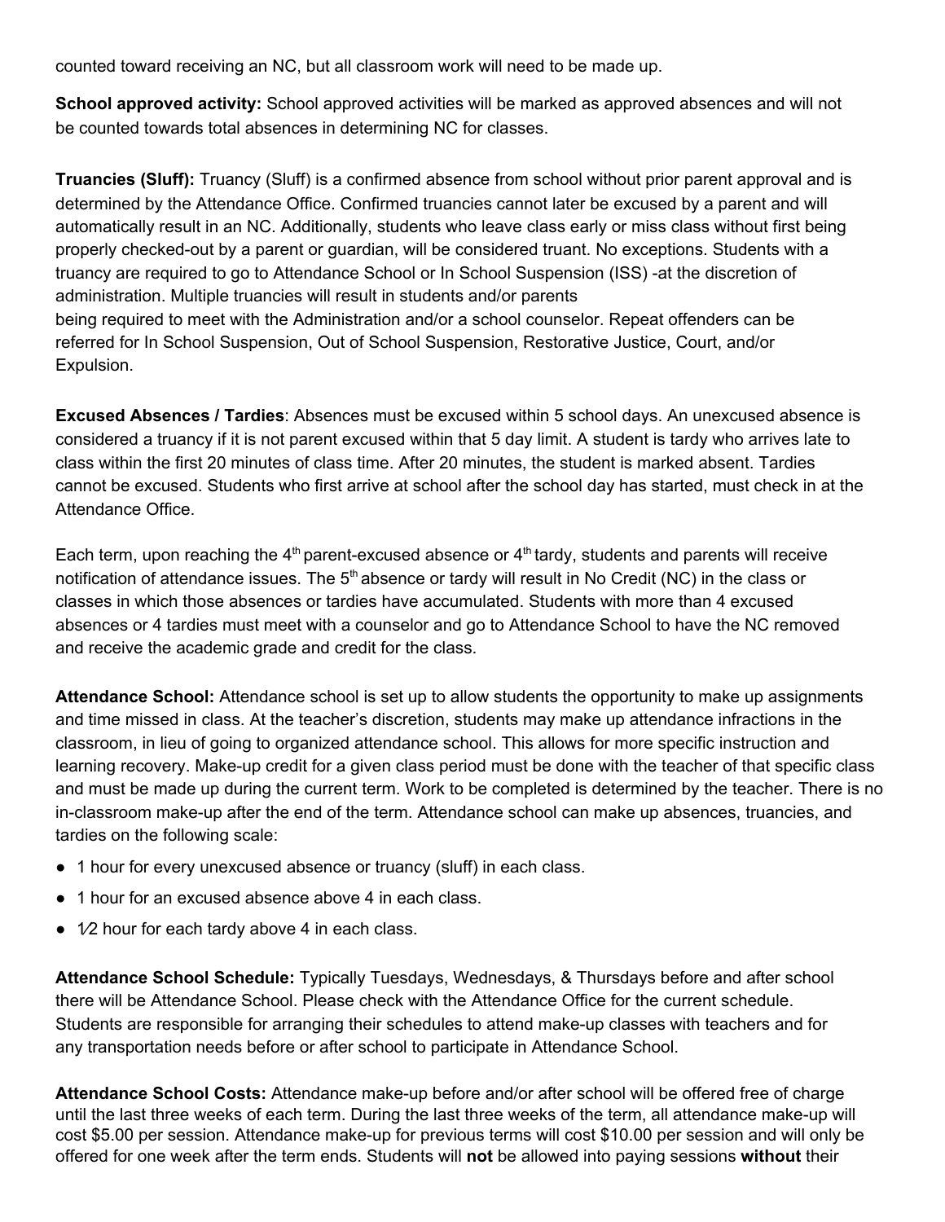counted toward receiving an NC, but all classroom work will need to be made up.

**School approved activity:** School approved activities will be marked as approved absences and will not be counted towards total absences in determining NC for classes.

**Truancies (Sluff):** Truancy (Sluff) is a confirmed absence from school without prior parent approval and is determined by the Attendance Office. Confirmed truancies cannot later be excused by a parent and will automatically result in an NC. Additionally, students who leave class early or miss class without first being properly checked-out by a parent or guardian, will be considered truant. No exceptions. Students with a truancy are required to go to Attendance School or In School Suspension (ISS) -at the discretion of administration. Multiple truancies will result in students and/or parents being required to meet with the Administration and/or a school counselor. Repeat offenders can be referred for In School Suspension, Out of School Suspension, Restorative Justice, Court, and/or Expulsion.

**Excused Absences / Tardies**: Absences must be excused within 5 school days. An unexcused absence is considered a truancy if it is not parent excused within that 5 day limit. A student is tardy who arrives late to class within the first 20 minutes of class time. After 20 minutes, the student is marked absent. Tardies cannot be excused. Students who first arrive at school after the school day has started, must check in at the Attendance Office.

Each term, upon reaching the 4th parent-excused absence or 4th tardy, students and parents will receive notification of attendance issues. The 5th absence or tardy will result in No Credit (NC) in the class or classes in which those absences or tardies have accumulated. Students with more than 4 excused absences or 4 tardies must meet with a counselor and go to Attendance School to have the NC removed and receive the academic grade and credit for the class.

**Attendance School:** Attendance school is set up to allow students the opportunity to make up assignments and time missed in class. At the teacher's discretion, students may make up attendance infractions in the classroom, in lieu of going to organized attendance school. This allows for more specific instruction and learning recovery. Make-up credit for a given class period must be done with the teacher of that specific class and must be made up during the current term. Work to be completed is determined by the teacher. There is no in-classroom make-up after the end of the term. Attendance school can make up absences, truancies, and tardies on the following scale:

- 1 hour for every unexcused absence or truancy (sluff) in each class.
- 1 hour for an excused absence above 4 in each class.
- ½ hour for each tardy above 4 in each class.

**Attendance School Schedule:** Typically Tuesdays, Wednesdays, & Thursdays before and after school there will be Attendance School. Please check with the Attendance Office for the current schedule. Students are responsible for arranging their schedules to attend make-up classes with teachers and for any transportation needs before or after school to participate in Attendance School.

**Attendance School Costs:** Attendance make-up before and/or after school will be offered free of charge until the last three weeks of each term. During the last three weeks of the term, all attendance make-up will cost $5.00 per session. Attendance make-up for previous terms will cost $10.00 per session and will only be offered for one week after the term ends. Students will **not** be allowed into paying sessions **without** their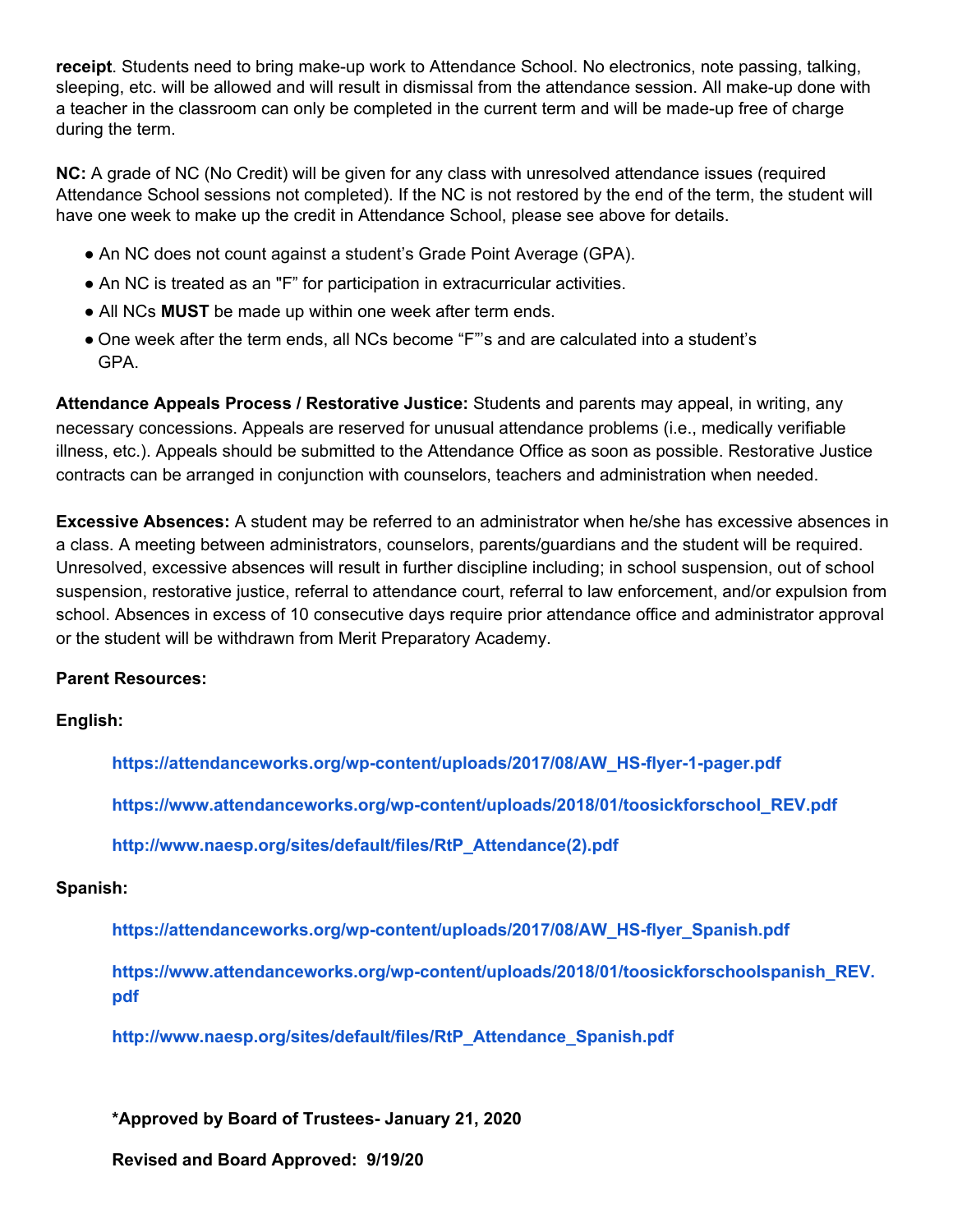**receipt**. Students need to bring make-up work to Attendance School. No electronics, note passing, talking, sleeping, etc. will be allowed and will result in dismissal from the attendance session. All make-up done with a teacher in the classroom can only be completed in the current term and will be made-up free of charge during the term.

**NC:** A grade of NC (No Credit) will be given for any class with unresolved attendance issues (required Attendance School sessions not completed). If the NC is not restored by the end of the term, the student will have one week to make up the credit in Attendance School, please see above for details.

- An NC does not count against a student's Grade Point Average (GPA).
- An NC is treated as an "F" for participation in extracurricular activities.
- All NCs **MUST** be made up within one week after term ends.
- One week after the term ends, all NCs become "F"'s and are calculated into a student's GPA.

**Attendance Appeals Process / Restorative Justice:** Students and parents may appeal, in writing, any necessary concessions. Appeals are reserved for unusual attendance problems (i.e., medically verifiable illness, etc.). Appeals should be submitted to the Attendance Office as soon as possible. Restorative Justice contracts can be arranged in conjunction with counselors, teachers and administration when needed.

**Excessive Absences:** A student may be referred to an administrator when he/she has excessive absences in a class. A meeting between administrators, counselors, parents/guardians and the student will be required. Unresolved, excessive absences will result in further discipline including; in school suspension, out of school suspension, restorative justice, referral to attendance court, referral to law enforcement, and/or expulsion from school. Absences in excess of 10 consecutive days require prior attendance office and administrator approval or the student will be withdrawn from Merit Preparatory Academy.

**Parent Resources:**

**English:**

https://attendanceworks.org/wp-content/uploads/2017/08/AW_HS-flyer-1-pager.pdf

https://www.attendanceworks.org/wp-content/uploads/2018/01/toosickforschool_REV.pdf

http://www.naesp.org/sites/default/files/RtP_Attendance(2).pdf

**Spanish:**

https://attendanceworks.org/wp-content/uploads/2017/08/AW_HS-flyer_Spanish.pdf

https://www.attendanceworks.org/wp-content/uploads/2018/01/toosickforschoolspanish_REV.pdf

http://www.naesp.org/sites/default/files/RtP_Attendance_Spanish.pdf

**\*Approved by Board of Trustees- January 21, 2020**

**Revised and Board Approved: 9/19/20**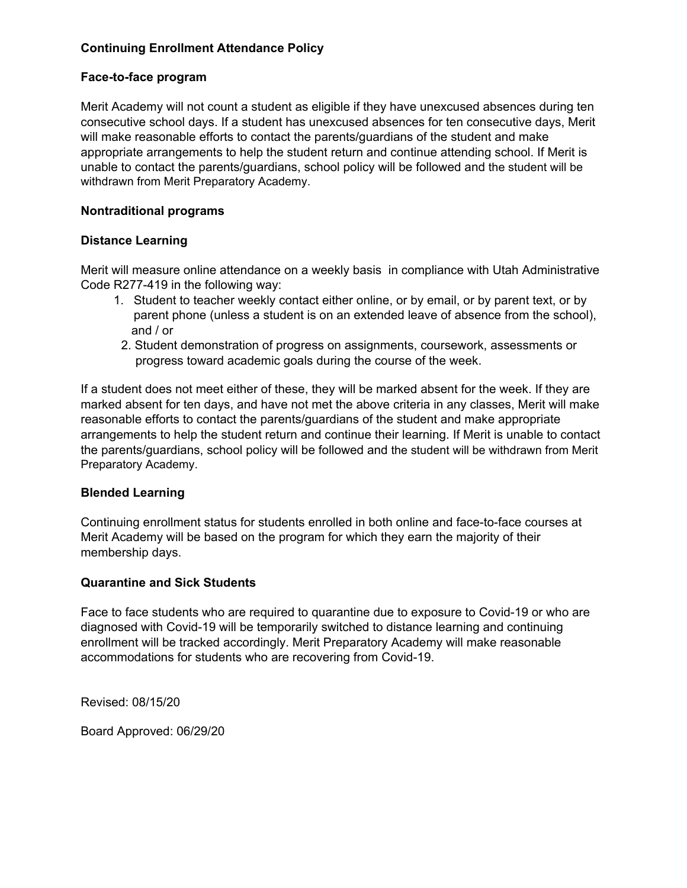## Continuing Enrollment Attendance Policy

### Face-to-face program

Merit Academy will not count a student as eligible if they have unexcused absences during ten consecutive school days. If a student has unexcused absences for ten consecutive days, Merit will make reasonable efforts to contact the parents/guardians of the student and make appropriate arrangements to help the student return and continue attending school. If Merit is unable to contact the parents/guardians, school policy will be followed and the student will be withdrawn from Merit Preparatory Academy.

### Nontraditional programs

### Distance Learning

Merit will measure online attendance on a weekly basis in compliance with Utah Administrative Code R277-419 in the following way:

1. Student to teacher weekly contact either online, or by email, or by parent text, or by parent phone (unless a student is on an extended leave of absence from the school), and / or
2. Student demonstration of progress on assignments, coursework, assessments or progress toward academic goals during the course of the week.

If a student does not meet either of these, they will be marked absent for the week. If they are marked absent for ten days, and have not met the above criteria in any classes, Merit will make reasonable efforts to contact the parents/guardians of the student and make appropriate arrangements to help the student return and continue their learning. If Merit is unable to contact the parents/guardians, school policy will be followed and the student will be withdrawn from Merit Preparatory Academy.

### Blended Learning

Continuing enrollment status for students enrolled in both online and face-to-face courses at Merit Academy will be based on the program for which they earn the majority of their membership days.

### Quarantine and Sick Students

Face to face students who are required to quarantine due to exposure to Covid-19 or who are diagnosed with Covid-19 will be temporarily switched to distance learning and continuing enrollment will be tracked accordingly. Merit Preparatory Academy will make reasonable accommodations for students who are recovering from Covid-19.

Revised: 08/15/20

Board Approved: 06/29/20